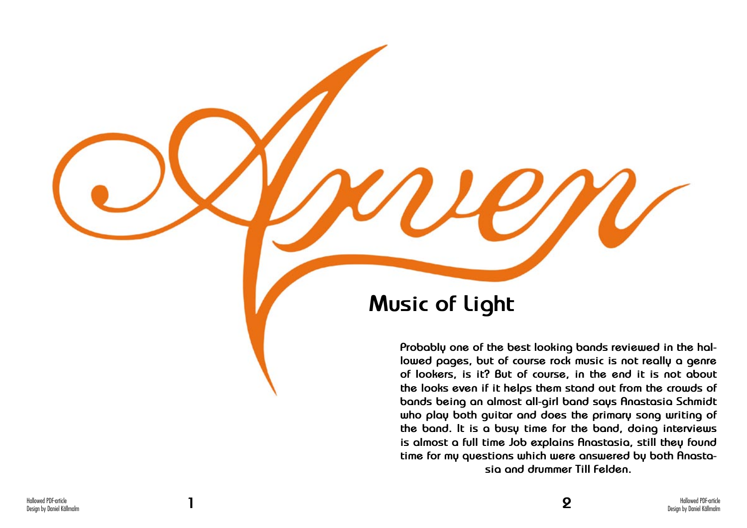# Arven

## Music of Light

**Probably one of the best looking bands reviewed in the hallowed pages, but of course rock music is not really a genre of lookers, is it? But of course, in the end it is not about the looks even if it helps them stand out from the crowds of bands being an almost all-girl band says Anastasia Schmidt who play both guitar and does the primary song writing of the band. It is a busy time for the band, doing interviews is almost a full time Job explains Anastasia, still they found time for my questions which were answered by both Anastasia and drummer Till Felden.**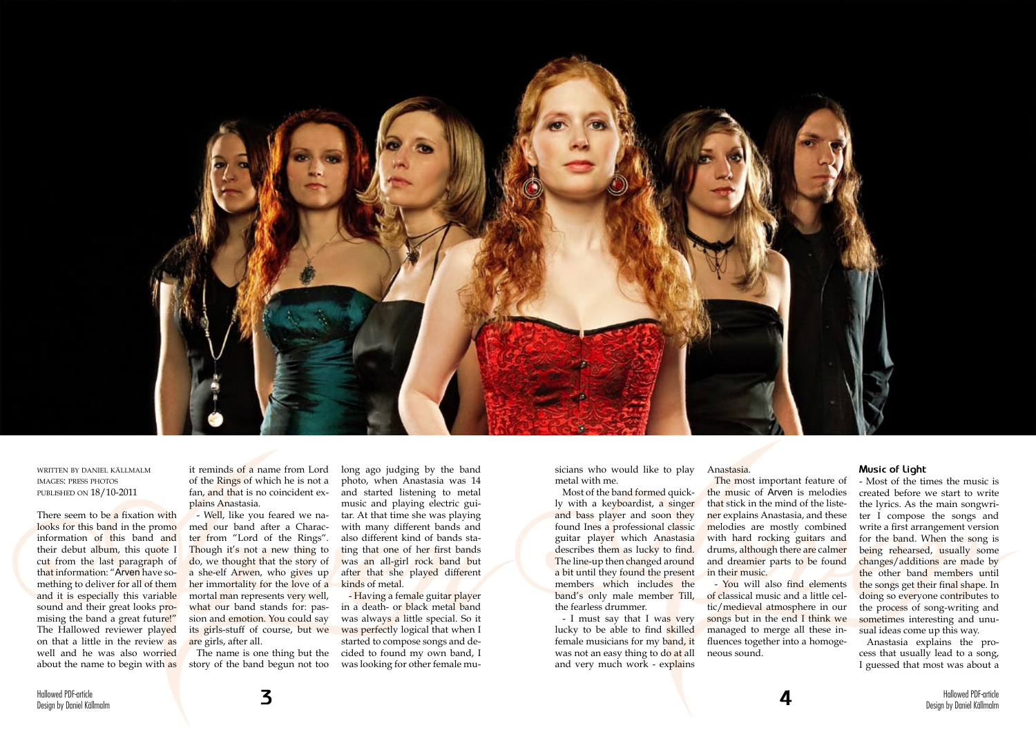WRITTEN BY DANIEL KÄLLMALM
IMAGES: PRESS PHOTOS
PUBLISHED ON 18/10-2011

There seem to be a fixation with looks for this band in the promo information of this band and their debut album, this quote I cut from the last paragraph of that information: "Arven have something to deliver for all of them and it is especially this variable sound and their great looks promising the band a great future!" The Hallowed reviewer played on that a little in the review as well and he was also worried about the name to begin with as it reminds of a name from Lord of the Rings of which he is not a fan, and that is no coincident explains Anastasia.

- Well, like you feared we named our band after a Character from "Lord of the Rings". Though it's not a new thing to do, we thought that the story of a she-elf Arwen, who gives up her immortality for the love of a mortal man represents very well, what our band stands for: passion and emotion. You could say its girls-stuff of course, but we are girls, after all.

The name is one thing but the story of the band begun not too long ago judging by the band photo, when Anastasia was 14 and started listening to metal music and playing electric guitar. At that time she was playing with many different bands and also different kind of bands stating that one of her first bands was an all-girl rock band but after that she played different kinds of metal.

- Having a female guitar player in a death- or black metal band was always a little special. So it was perfectly logical that when I started to compose songs and decided to found my own band, I was looking for other female musicians who would like to play metal with me.

Most of the band formed quickly with a keyboardist, a singer and bass player and soon they found Ines a professional classic guitar player which Anastasia describes them as lucky to find. The line-up then changed around a bit until they found the present members which includes the band's only male member Till, the fearless drummer.

- I must say that I was very lucky to be able to find skilled female musicians for my band, it was not an easy thing to do at all and very much work - explains Anastasia.

The most important feature of the music of Arven is melodies that stick in the mind of the listener explains Anastasia, and these melodies are mostly combined with hard rocking guitars and drums, although there are calmer and dreamier parts to be found in their music.

- You will also find elements of classical music and a little celtic/medieval atmosphere in our songs but in the end I think we managed to merge all these influences together into a homogeneous sound.

### Music of Light

- Most of the times the music is created before we start to write the lyrics. As the main songwriter I compose the songs and write a first arrangement version for the band. When the song is being rehearsed, usually some changes/additions are made by the other band members until the songs get their final shape. In doing so everyone contributes to the process of song-writing and sometimes interesting and unusual ideas come up this way.

Anastasia explains the process that usually lead to a song, I guessed that most was about a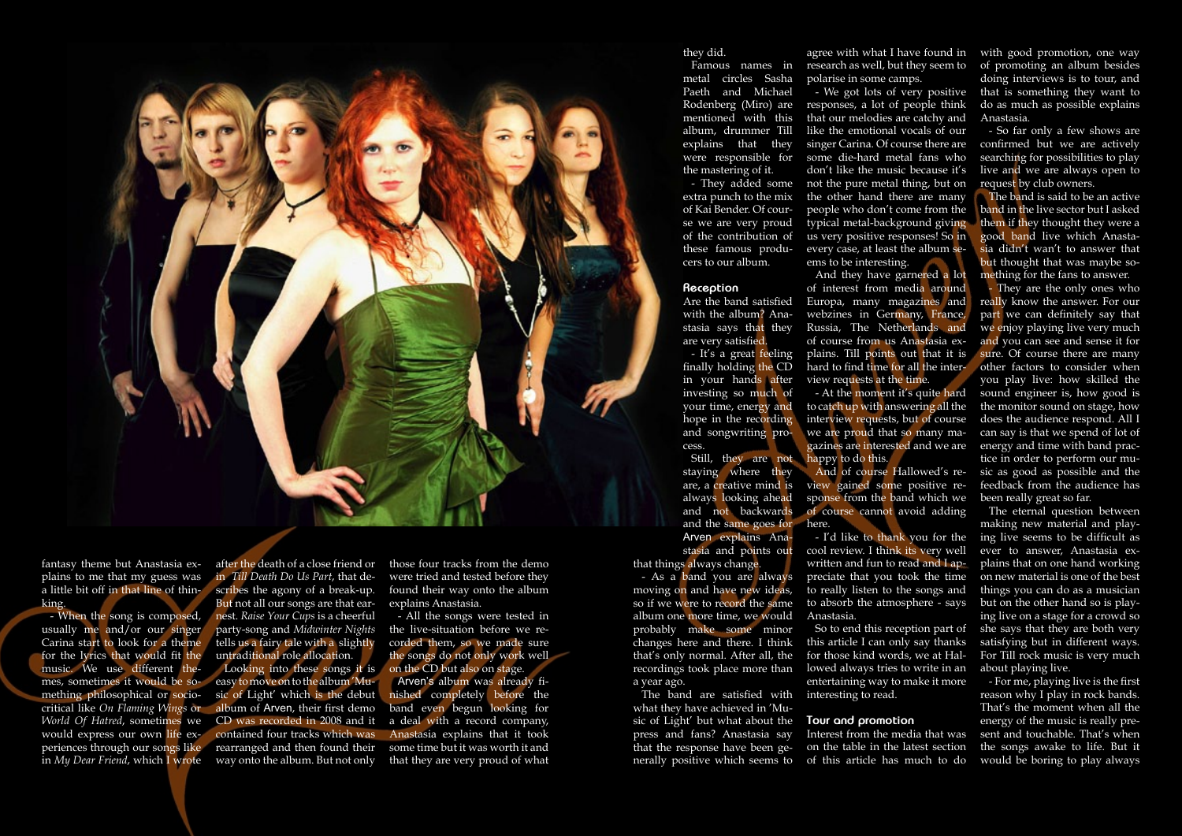fantasy theme but Anastasia explains to me that my guess was a little bit off in that line of thinking.

- When the song is composed, usually me and/or our singer Carina start to look for a theme for the lyrics that would fit the music. We use different themes, sometimes it would be something philosophical or socio-critical like *On Flaming Wings* or *World Of Hatred*, sometimes we would express our own life experiences through our songs like in *My Dear Friend*, which I wrote after the death of a close friend or in *Till Death Do Us Part*, that describes the agony of a break-up. But not all our songs are that earnest. *Raise Your Cups* is a cheerful party-song and *Midwinter Nights* tells us a fairy tale with a slightly untraditional role allocation.

Looking into these songs it is easy to move on to the album 'Music of Light' which is the debut album of Arven, their first demo CD was recorded in 2008 and it contained four tracks which was rearranged and then found their way onto the album. But not only those four tracks from the demo were tried and tested before they found their way onto the album explains Anastasia.

- All the songs were tested in the live-situation before we recorded them, so we made sure the songs do not only work well on the CD but also on stage.

Arven's album was already finished completely before the band even begun looking for a deal with a record company, Anastasia explains that it took some time but it was worth it and that they are very proud of what they did.

Famous names in metal circles Sasha Paeth and Michael Rodenberg (Miro) are mentioned with this album, drummer Till explains that they were responsible for the mastering of it.

- They added some extra punch to the mix of Kai Bender. Of course we are very proud of the contribution of these famous producers to our album.

## Reception

Are the band satisfied with the album? Anastasia says that they are very satisfied.

- It's a great feeling finally holding the CD in your hands after investing so much of your time, energy and hope in the recording and songwriting process.

Still, they are not staying where they are, a creative mind is always looking ahead and not backwards and the same goes for Arven explains Anastasia and points out that things always change.

- As a band you are always moving on and have new ideas, so if we were to record the same album one more time, we would probably make some minor changes here and there. I think that's only normal. After all, the recordings took place more than a year ago.

The band are satisfied with what they have achieved in 'Music of Light' but what about the press and fans? Anastasia say that the response have been generally positive which seems to agree with what I have found in research as well, but they seem to polarise in some camps.

- We got lots of very positive responses, a lot of people think that our melodies are catchy and like the emotional vocals of our singer Carina. Of course there are some die-hard metal fans who don't like the music because it's not the pure metal thing, but on the other hand there are many people who don't come from the typical metal-background giving us very positive responses! So in every case, at least the album seems to be interesting.

And they have garnered a lot of interest from media around Europa, many magazines and webzines in Germany, France, Russia, The Netherlands and of course from us Anastasia explains. Till points out that it is hard to find time for all the interview requests at the time.

- At the moment it's quite hard to catch up with answering all the interview requests, but of course we are proud that so many magazines are interested and we are happy to do this.

And of course Hallowed's review gained some positive response from the band which we of course cannot avoid adding here.

- I'd like to thank you for the cool review. I think its very well written and fun to read and I appreciate that you took the time to really listen to the songs and to absorb the atmosphere - says Anastasia.

So to end this reception part of this article I can only say thanks for those kind words, we at Hallowed always tries to write in an entertaining way to make it more interesting to read.

## Tour and promotion

Interest from the media that was on the table in the latest section of this article has much to do with good promotion, one way of promoting an album besides doing interviews is to tour, and that is something they want to do as much as possible explains Anastasia.

- So far only a few shows are confirmed but we are actively searching for possibilities to play live and we are always open to request by club owners.

The band is said to be an active band in the live sector but I asked them if they thought they were a good band live which Anastasia didn't wan't to answer that but thought that was maybe something for the fans to answer.

- They are the only ones who really know the answer. For our part we can definitely say that we enjoy playing live very much and you can see and sense it for sure. Of course there are many other factors to consider when you play live: how skilled the sound engineer is, how good is the monitor sound on stage, how does the audience respond. All I can say is that we spend of lot of energy and time with band practice in order to perform our music as good as possible and the feedback from the audience has been really great so far.

The eternal question between making new material and playing live seems to be difficult as ever to answer, Anastasia explains that on one hand working on new material is one of the best things you can do as a musician but on the other hand so is playing live on a stage for a crowd so she says that they are both very satisfying but in different ways. For Till rock music is very much about playing live.

- For me, playing live is the first reason why I play in rock bands. That's the moment when all the energy of the music is really present and touchable. That's when the songs awake to life. But it would be boring to play always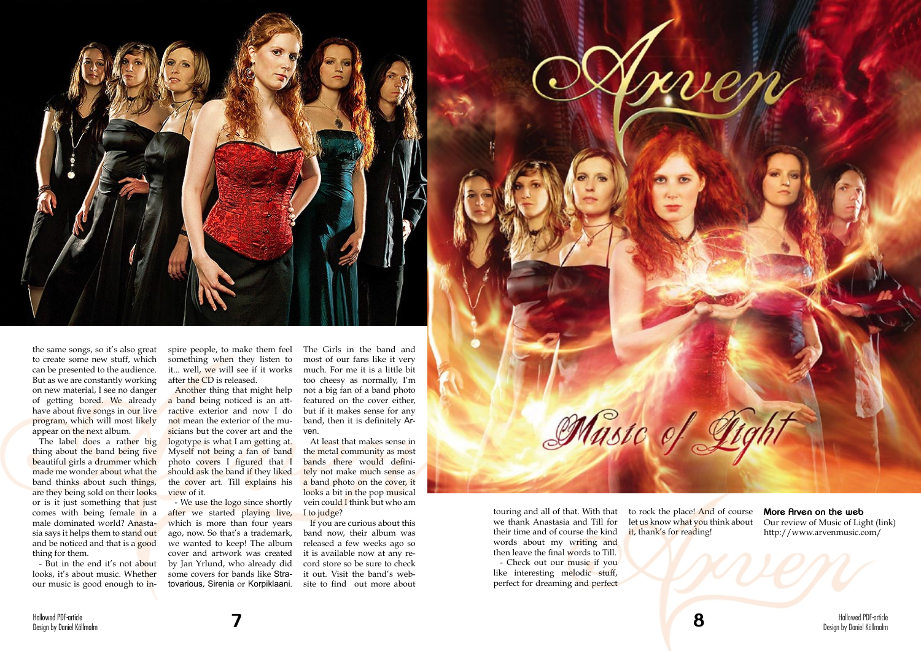the same songs, so it's also great to create some new stuff, which can be presented to the audience. But as we are constantly working on new material, I see no danger of getting bored. We already have about five songs in our live program, which will most likely appear on the next album.

The label does a rather big thing about the band being five beautiful girls a drummer which made me wonder about what the band thinks about such things, are they being sold on their looks or is it just something that just comes with being female in a male dominated world? Anastasia says it helps them to stand out and be noticed and that is a good thing for them.

- But in the end it's not about looks, it's about music. Whether our music is good enough to inspire people, to make them feel something when they listen to it... well, we will see if it works after the CD is released.

Another thing that might help a band being noticed is an attractive exterior and now I do not mean the exterior of the musicians but the cover art and the logotype is what I am getting at. Myself not being a fan of band photo covers I figured that I should ask the band if they liked the cover art. Till explains his view of it.

- We use the logo since shortly after we started playing live, which is more than four years ago, now. So that's a trademark, we wanted to keep! The album cover and artwork was created by Jan Yrlund, who already did some covers for bands like Stratovarious, Sirenia or Korpiklaani. The Girls in the band and most of our fans like it very much. For me it is a little bit too cheesy as normally, I'm not a big fan of a band photo featured on the cover either, but if it makes sense for any band, then it is definitely Arven.

At least that makes sense in the metal community as most bands there would definitely not make much sense as a band photo on the cover, it looks a bit in the pop musical vein could I think but who am I to judge?

If you are curious about this band now, their album was released a few weeks ago so it is available now at any record store so be sure to check it out. Visit the band's website to find out more about touring and all of that. With that we thank Anastasia and Till for their time and of course the kind words about my writing and then leave the final words to Till.

- Check out our music if you like interesting melodic stuff, perfect for dreaming and perfect to rock the place! And of course let us know what you think about it, thank's for reading!

**More Arven on the web**

Our review of Music of Light (link)
http://www.arvenmusic.com/